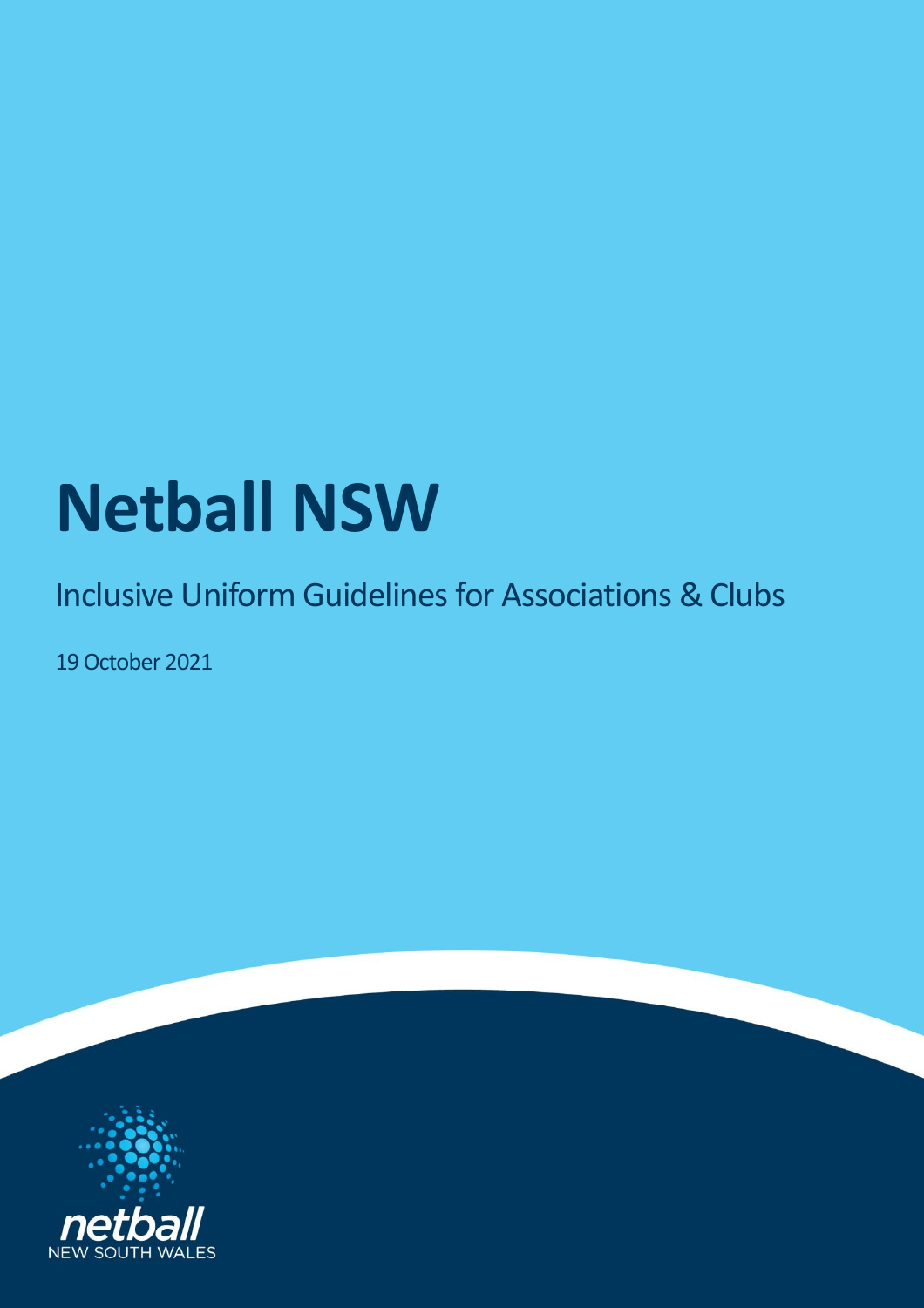# Netball NSW

## Inclusive Uniform Guidelines for Associations & Clubs

19 October 2021

netball
NEW SOUTH WALES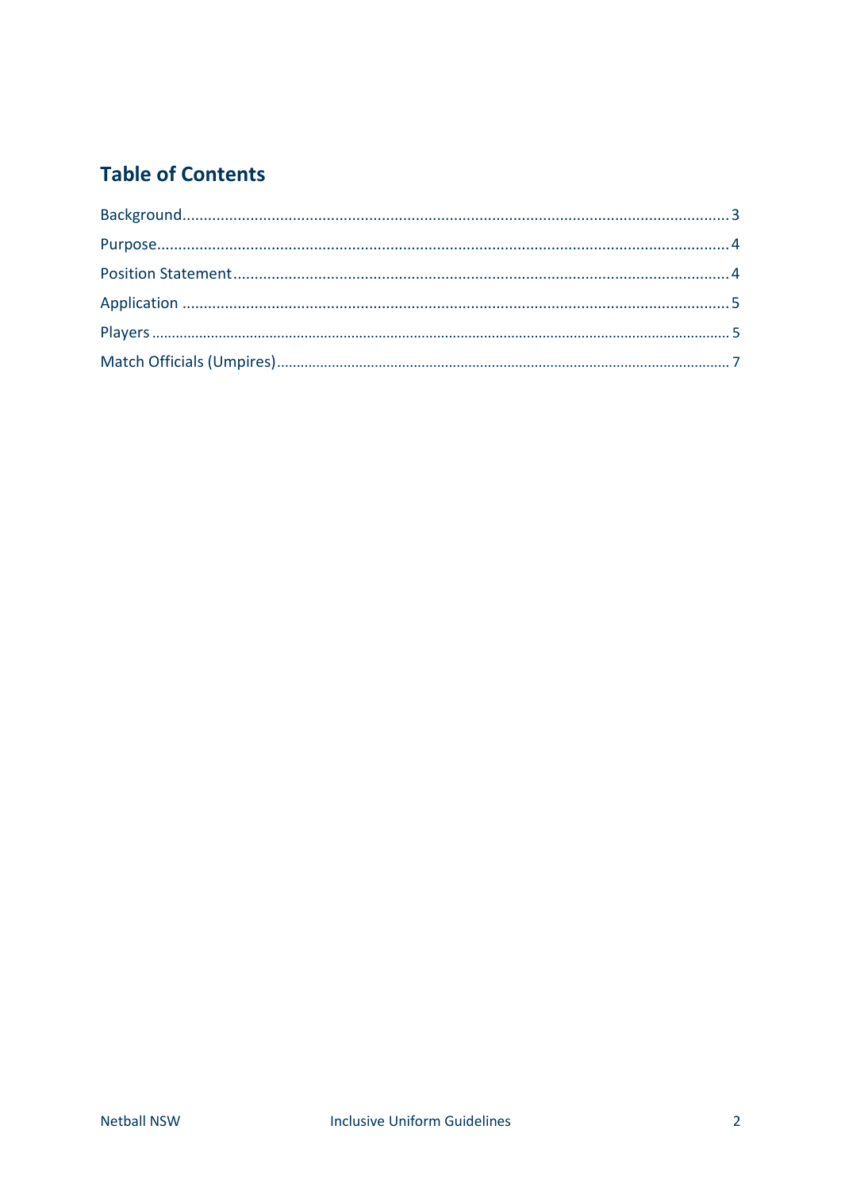## Table of Contents

Background.................................................................................................................. 3

Purpose........................................................................................................................ 4

Position Statement...................................................................................................... 4

Application .................................................................................................................. 5

Players ......................................................................................................................... 5

Match Officials (Umpires)........................................................................................... 7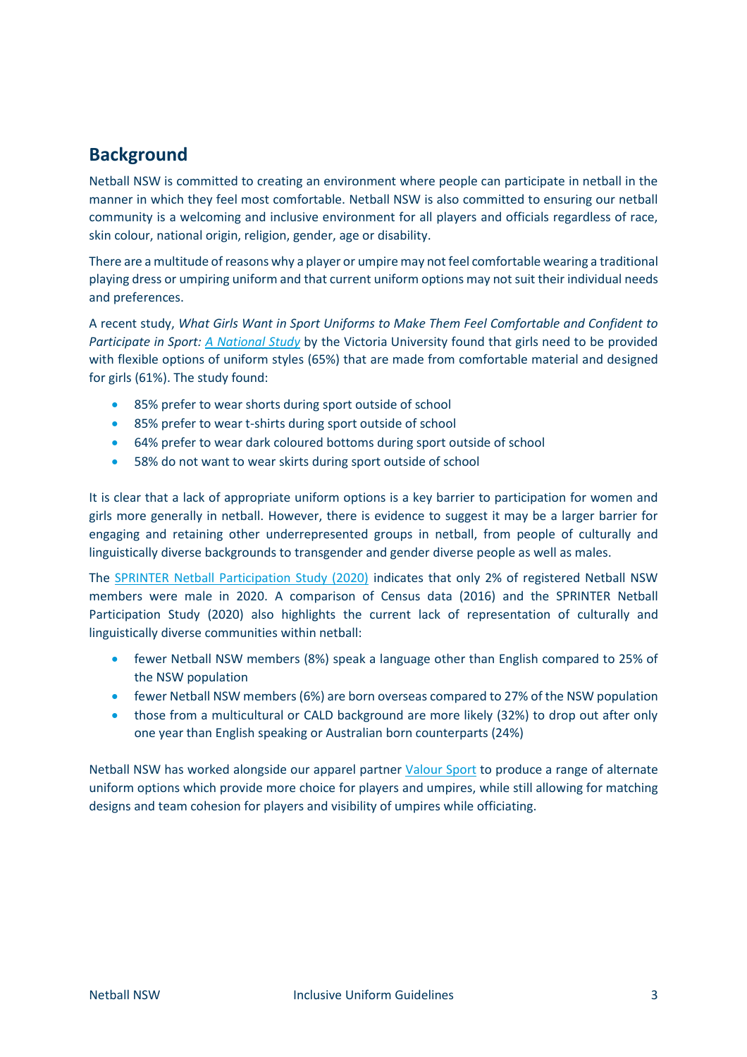## Background

Netball NSW is committed to creating an environment where people can participate in netball in the manner in which they feel most comfortable. Netball NSW is also committed to ensuring our netball community is a welcoming and inclusive environment for all players and officials regardless of race, skin colour, national origin, religion, gender, age or disability.

There are a multitude of reasons why a player or umpire may not feel comfortable wearing a traditional playing dress or umpiring uniform and that current uniform options may not suit their individual needs and preferences.

A recent study, *What Girls Want in Sport Uniforms to Make Them Feel Comfortable and Confident to Participate in Sport: A National Study* by the Victoria University found that girls need to be provided with flexible options of uniform styles (65%) that are made from comfortable material and designed for girls (61%). The study found:

- 85% prefer to wear shorts during sport outside of school
- 85% prefer to wear t-shirts during sport outside of school
- 64% prefer to wear dark coloured bottoms during sport outside of school
- 58% do not want to wear skirts during sport outside of school

It is clear that a lack of appropriate uniform options is a key barrier to participation for women and girls more generally in netball. However, there is evidence to suggest it may be a larger barrier for engaging and retaining other underrepresented groups in netball, from people of culturally and linguistically diverse backgrounds to transgender and gender diverse people as well as males.

The SPRINTER Netball Participation Study (2020) indicates that only 2% of registered Netball NSW members were male in 2020. A comparison of Census data (2016) and the SPRINTER Netball Participation Study (2020) also highlights the current lack of representation of culturally and linguistically diverse communities within netball:

- fewer Netball NSW members (8%) speak a language other than English compared to 25% of the NSW population
- fewer Netball NSW members (6%) are born overseas compared to 27% of the NSW population
- those from a multicultural or CALD background are more likely (32%) to drop out after only one year than English speaking or Australian born counterparts (24%)

Netball NSW has worked alongside our apparel partner Valour Sport to produce a range of alternate uniform options which provide more choice for players and umpires, while still allowing for matching designs and team cohesion for players and visibility of umpires while officiating.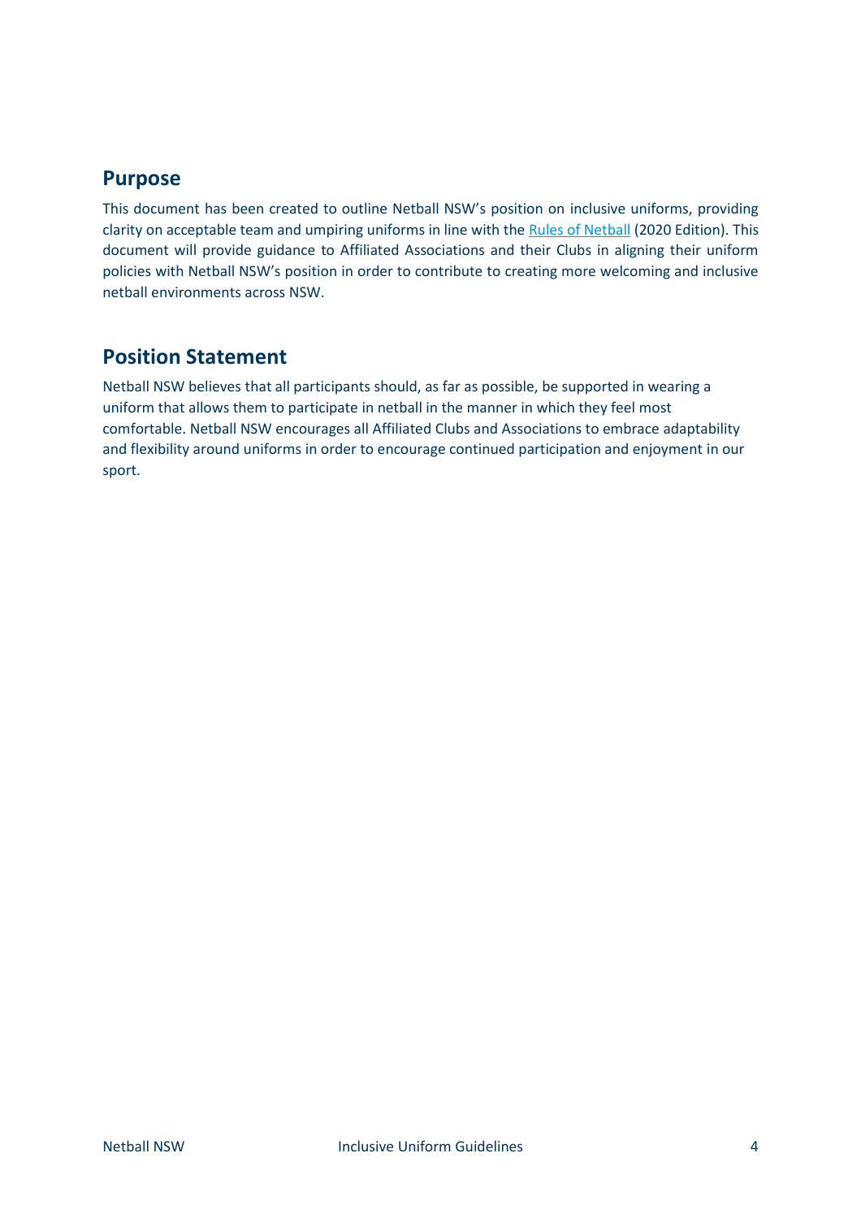## Purpose

This document has been created to outline Netball NSW's position on inclusive uniforms, providing clarity on acceptable team and umpiring uniforms in line with the [Rules of Netball](Rules of Netball) (2020 Edition). This document will provide guidance to Affiliated Associations and their Clubs in aligning their uniform policies with Netball NSW's position in order to contribute to creating more welcoming and inclusive netball environments across NSW.

## Position Statement

Netball NSW believes that all participants should, as far as possible, be supported in wearing a uniform that allows them to participate in netball in the manner in which they feel most comfortable. Netball NSW encourages all Affiliated Clubs and Associations to embrace adaptability and flexibility around uniforms in order to encourage continued participation and enjoyment in our sport.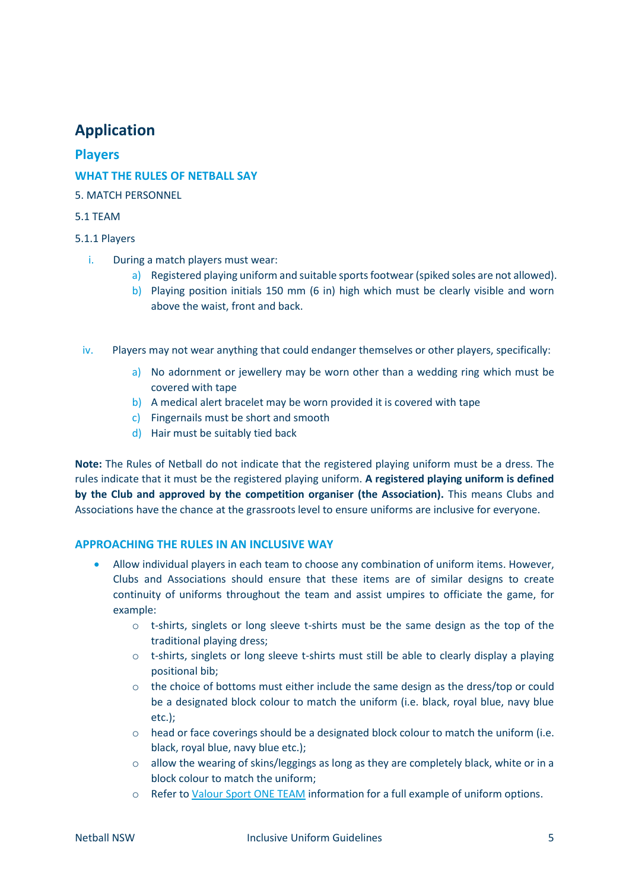# Application

## Players

### WHAT THE RULES OF NETBALL SAY

5. MATCH PERSONNEL

5.1 TEAM

5.1.1 Players

i. During a match players must wear:
   a) Registered playing uniform and suitable sports footwear (spiked soles are not allowed).
   b) Playing position initials 150 mm (6 in) high which must be clearly visible and worn above the waist, front and back.

iv. Players may not wear anything that could endanger themselves or other players, specifically:
   a) No adornment or jewellery may be worn other than a wedding ring which must be covered with tape
   b) A medical alert bracelet may be worn provided it is covered with tape
   c) Fingernails must be short and smooth
   d) Hair must be suitably tied back

**Note:** The Rules of Netball do not indicate that the registered playing uniform must be a dress. The rules indicate that it must be the registered playing uniform. **A registered playing uniform is defined by the Club and approved by the competition organiser (the Association).** This means Clubs and Associations have the chance at the grassroots level to ensure uniforms are inclusive for everyone.

### APPROACHING THE RULES IN AN INCLUSIVE WAY

- Allow individual players in each team to choose any combination of uniform items. However, Clubs and Associations should ensure that these items are of similar designs to create continuity of uniforms throughout the team and assist umpires to officiate the game, for example:
  - t-shirts, singlets or long sleeve t-shirts must be the same design as the top of the traditional playing dress;
  - t-shirts, singlets or long sleeve t-shirts must still be able to clearly display a playing positional bib;
  - the choice of bottoms must either include the same design as the dress/top or could be a designated block colour to match the uniform (i.e. black, royal blue, navy blue etc.);
  - head or face coverings should be a designated block colour to match the uniform (i.e. black, royal blue, navy blue etc.);
  - allow the wearing of skins/leggings as long as they are completely black, white or in a block colour to match the uniform;
  - Refer to Valour Sport ONE TEAM information for a full example of uniform options.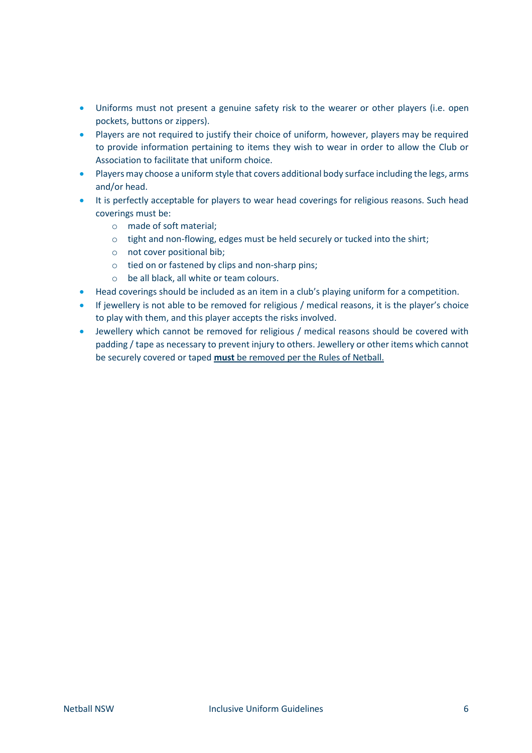- Uniforms must not present a genuine safety risk to the wearer or other players (i.e. open pockets, buttons or zippers).
- Players are not required to justify their choice of uniform, however, players may be required to provide information pertaining to items they wish to wear in order to allow the Club or Association to facilitate that uniform choice.
- Players may choose a uniform style that covers additional body surface including the legs, arms and/or head.
- It is perfectly acceptable for players to wear head coverings for religious reasons. Such head coverings must be:
  - made of soft material;
  - tight and non-flowing, edges must be held securely or tucked into the shirt;
  - not cover positional bib;
  - tied on or fastened by clips and non-sharp pins;
  - be all black, all white or team colours.
- Head coverings should be included as an item in a club's playing uniform for a competition.
- If jewellery is not able to be removed for religious / medical reasons, it is the player's choice to play with them, and this player accepts the risks involved.
- Jewellery which cannot be removed for religious / medical reasons should be covered with padding / tape as necessary to prevent injury to others. Jewellery or other items which cannot be securely covered or taped **must** be removed per the Rules of Netball.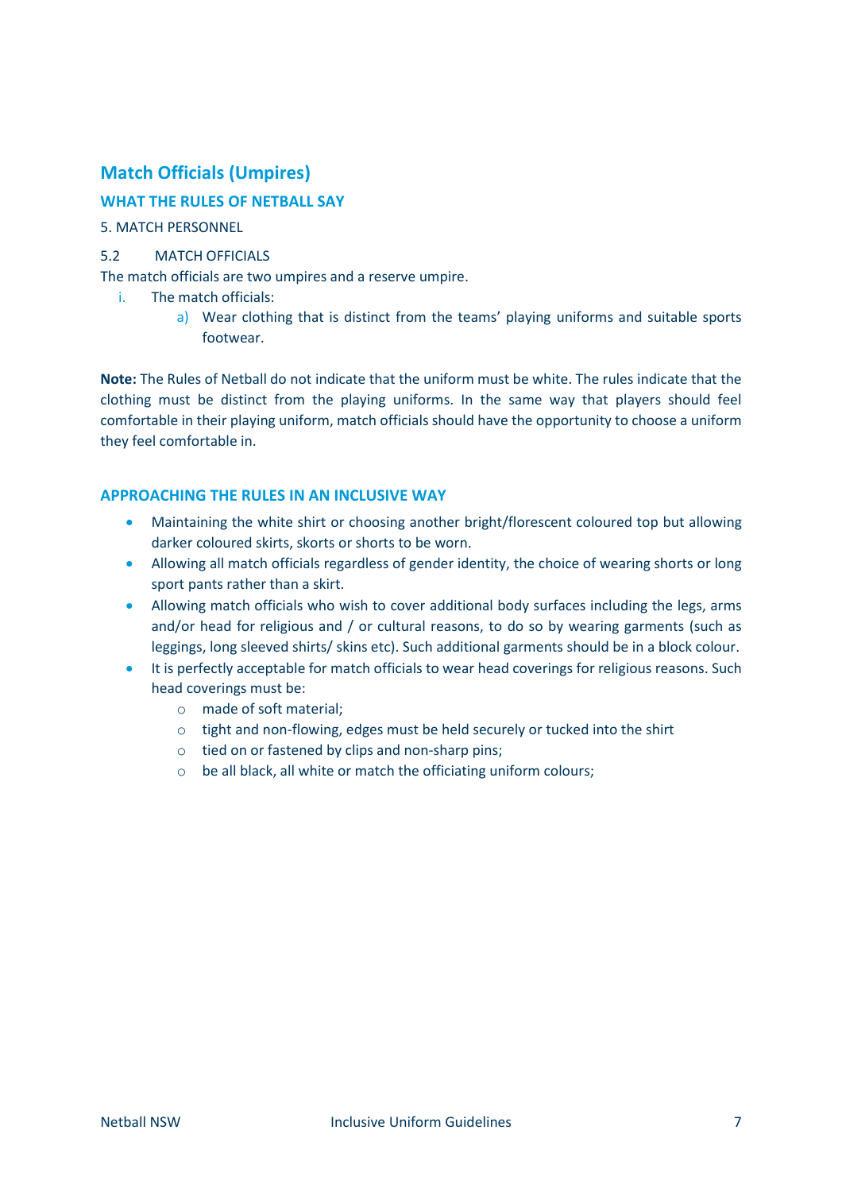## Match Officials (Umpires)

### WHAT THE RULES OF NETBALL SAY

5. MATCH PERSONNEL

5.2 MATCH OFFICIALS

The match officials are two umpires and a reserve umpire.

i. The match officials:
   a) Wear clothing that is distinct from the teams' playing uniforms and suitable sports footwear.

**Note:** The Rules of Netball do not indicate that the uniform must be white. The rules indicate that the clothing must be distinct from the playing uniforms. In the same way that players should feel comfortable in their playing uniform, match officials should have the opportunity to choose a uniform they feel comfortable in.

### APPROACHING THE RULES IN AN INCLUSIVE WAY

- Maintaining the white shirt or choosing another bright/florescent coloured top but allowing darker coloured skirts, skorts or shorts to be worn.
- Allowing all match officials regardless of gender identity, the choice of wearing shorts or long sport pants rather than a skirt.
- Allowing match officials who wish to cover additional body surfaces including the legs, arms and/or head for religious and / or cultural reasons, to do so by wearing garments (such as leggings, long sleeved shirts/ skins etc). Such additional garments should be in a block colour.
- It is perfectly acceptable for match officials to wear head coverings for religious reasons. Such head coverings must be:
  - made of soft material;
  - tight and non-flowing, edges must be held securely or tucked into the shirt
  - tied on or fastened by clips and non-sharp pins;
  - be all black, all white or match the officiating uniform colours;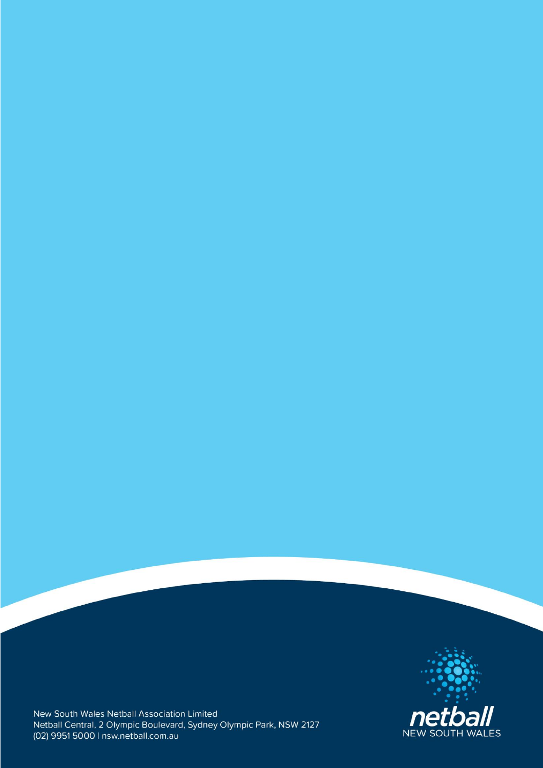New South Wales Netball Association Limited
Netball Central, 2 Olympic Boulevard, Sydney Olympic Park, NSW 2127
(02) 9951 5000 | nsw.netball.com.au

netball
NEW SOUTH WALES